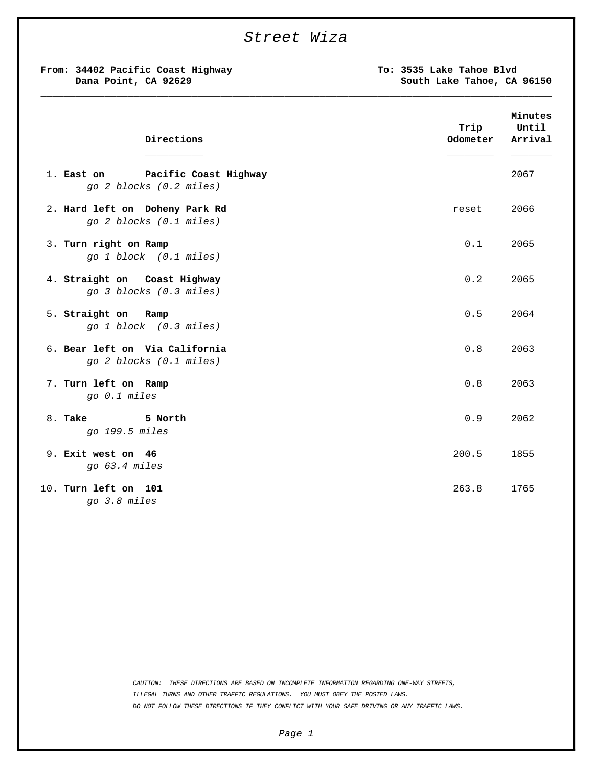# Street Wiza

**From: 34402 Pacific Coast Highway**
**Dana Point, CA 92629**

**To: 3535 Lake Tahoe Blvd**
**South Lake Tahoe, CA 96150**

---

| Directions | Trip Odometer | Minutes Until Arrival |
|---|---|---|
| 1. **East on Pacific Coast Highway** *go 2 blocks (0.2 miles)* | | 2067 |
| 2. **Hard left on Doheny Park Rd** *go 2 blocks (0.1 miles)* | reset | 2066 |
| 3. **Turn right on Ramp** *go 1 block (0.1 miles)* | 0.1 | 2065 |
| 4. **Straight on Coast Highway** *go 3 blocks (0.3 miles)* | 0.2 | 2065 |
| 5. **Straight on Ramp** *go 1 block (0.3 miles)* | 0.5 | 2064 |
| 6. **Bear left on Via California** *go 2 blocks (0.1 miles)* | 0.8 | 2063 |
| 7. **Turn left on Ramp** *go 0.1 miles* | 0.8 | 2063 |
| 8. **Take 5 North** *go 199.5 miles* | 0.9 | 2062 |
| 9. **Exit west on 46** *go 63.4 miles* | 200.5 | 1855 |
| 10. **Turn left on 101** *go 3.8 miles* | 263.8 | 1765 |

*CAUTION: THESE DIRECTIONS ARE BASED ON INCOMPLETE INFORMATION REGARDING ONE-WAY STREETS, ILLEGAL TURNS AND OTHER TRAFFIC REGULATIONS. YOU MUST OBEY THE POSTED LAWS. DO NOT FOLLOW THESE DIRECTIONS IF THEY CONFLICT WITH YOUR SAFE DRIVING OR ANY TRAFFIC LAWS.*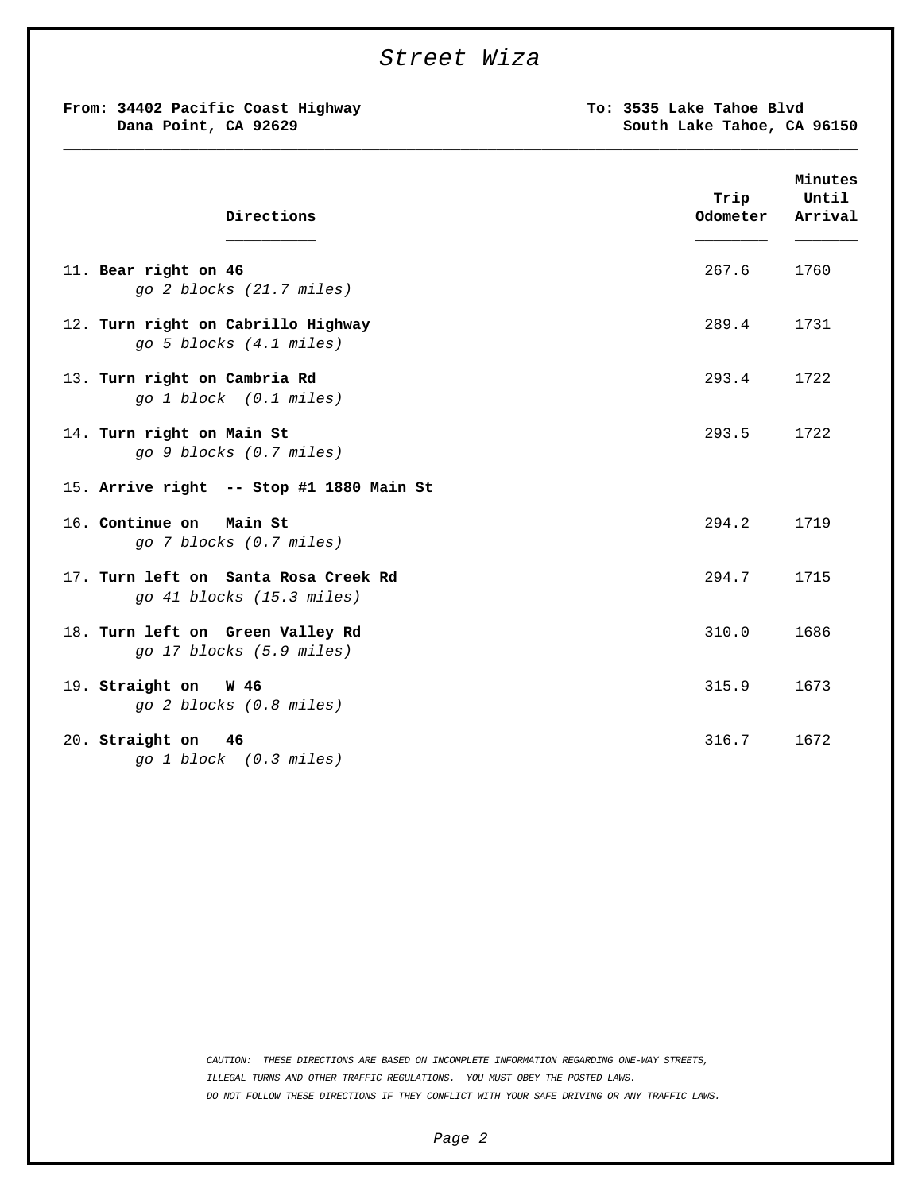# Street Wiza

**From: 34402 Pacific Coast Highway**
**Dana Point, CA 92629**

**To: 3535 Lake Tahoe Blvd**
**South Lake Tahoe, CA 96150**

| Directions | Trip Odometer | Minutes Until Arrival |
|---|---|---|
| 11. **Bear right on 46** <br> *go 2 blocks (21.7 miles)* | 267.6 | 1760 |
| 12. **Turn right on Cabrillo Highway** <br> *go 5 blocks (4.1 miles)* | 289.4 | 1731 |
| 13. **Turn right on Cambria Rd** <br> *go 1 block (0.1 miles)* | 293.4 | 1722 |
| 14. **Turn right on Main St** <br> *go 9 blocks (0.7 miles)* | 293.5 | 1722 |
| 15. **Arrive right -- Stop #1 1880 Main St** | | |
| 16. **Continue on Main St** <br> *go 7 blocks (0.7 miles)* | 294.2 | 1719 |
| 17. **Turn left on Santa Rosa Creek Rd** <br> *go 41 blocks (15.3 miles)* | 294.7 | 1715 |
| 18. **Turn left on Green Valley Rd** <br> *go 17 blocks (5.9 miles)* | 310.0 | 1686 |
| 19. **Straight on W 46** <br> *go 2 blocks (0.8 miles)* | 315.9 | 1673 |
| 20. **Straight on 46** <br> *go 1 block (0.3 miles)* | 316.7 | 1672 |

*CAUTION: THESE DIRECTIONS ARE BASED ON INCOMPLETE INFORMATION REGARDING ONE-WAY STREETS, ILLEGAL TURNS AND OTHER TRAFFIC REGULATIONS. YOU MUST OBEY THE POSTED LAWS. DO NOT FOLLOW THESE DIRECTIONS IF THEY CONFLICT WITH YOUR SAFE DRIVING OR ANY TRAFFIC LAWS.*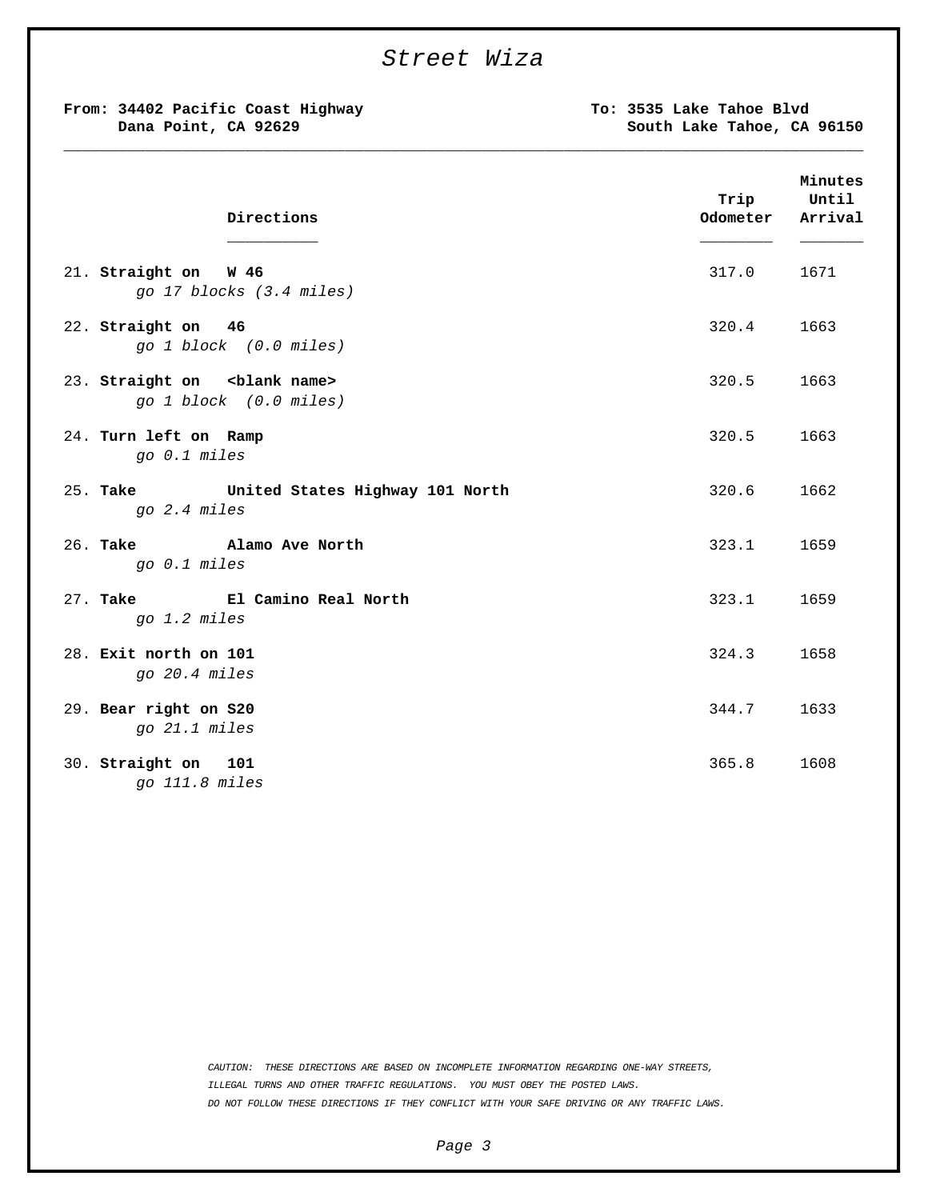# Street Wiza

**From: 34402 Pacific Coast Highway**
**Dana Point, CA 92629**

**To: 3535 Lake Tahoe Blvd**
**South Lake Tahoe, CA 96150**

---

| Directions | Trip Odometer | Minutes Until Arrival |
|---|---|---|
| 21. **Straight on W 46**<br>*go 17 blocks (3.4 miles)* | 317.0 | 1671 |
| 22. **Straight on 46**<br>*go 1 block (0.0 miles)* | 320.4 | 1663 |
| 23. **Straight on <blank name>**<br>*go 1 block (0.0 miles)* | 320.5 | 1663 |
| 24. **Turn left on Ramp**<br>*go 0.1 miles* | 320.5 | 1663 |
| 25. **Take United States Highway 101 North**<br>*go 2.4 miles* | 320.6 | 1662 |
| 26. **Take Alamo Ave North**<br>*go 0.1 miles* | 323.1 | 1659 |
| 27. **Take El Camino Real North**<br>*go 1.2 miles* | 323.1 | 1659 |
| 28. **Exit north on 101**<br>*go 20.4 miles* | 324.3 | 1658 |
| 29. **Bear right on S20**<br>*go 21.1 miles* | 344.7 | 1633 |
| 30. **Straight on 101**<br>*go 111.8 miles* | 365.8 | 1608 |

*CAUTION: THESE DIRECTIONS ARE BASED ON INCOMPLETE INFORMATION REGARDING ONE-WAY STREETS, ILLEGAL TURNS AND OTHER TRAFFIC REGULATIONS. YOU MUST OBEY THE POSTED LAWS. DO NOT FOLLOW THESE DIRECTIONS IF THEY CONFLICT WITH YOUR SAFE DRIVING OR ANY TRAFFIC LAWS.*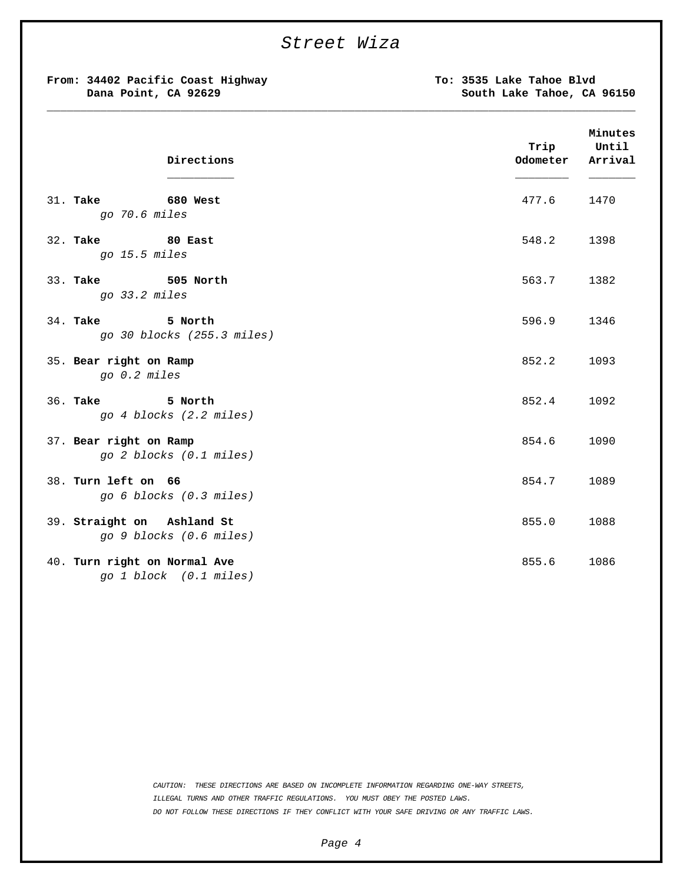# Street Wiza

**From: 34402 Pacific Coast Highway**
**Dana Point, CA 92629**

**To: 3535 Lake Tahoe Blvd**
**South Lake Tahoe, CA 96150**

| Directions | Trip Odometer | Minutes Until Arrival |
|---|---|---|
| 31. **Take 680 West** *go 70.6 miles* | 477.6 | 1470 |
| 32. **Take 80 East** *go 15.5 miles* | 548.2 | 1398 |
| 33. **Take 505 North** *go 33.2 miles* | 563.7 | 1382 |
| 34. **Take 5 North** *go 30 blocks (255.3 miles)* | 596.9 | 1346 |
| 35. **Bear right on Ramp** *go 0.2 miles* | 852.2 | 1093 |
| 36. **Take 5 North** *go 4 blocks (2.2 miles)* | 852.4 | 1092 |
| 37. **Bear right on Ramp** *go 2 blocks (0.1 miles)* | 854.6 | 1090 |
| 38. **Turn left on 66** *go 6 blocks (0.3 miles)* | 854.7 | 1089 |
| 39. **Straight on Ashland St** *go 9 blocks (0.6 miles)* | 855.0 | 1088 |
| 40. **Turn right on Normal Ave** *go 1 block (0.1 miles)* | 855.6 | 1086 |

*CAUTION: THESE DIRECTIONS ARE BASED ON INCOMPLETE INFORMATION REGARDING ONE-WAY STREETS, ILLEGAL TURNS AND OTHER TRAFFIC REGULATIONS. YOU MUST OBEY THE POSTED LAWS. DO NOT FOLLOW THESE DIRECTIONS IF THEY CONFLICT WITH YOUR SAFE DRIVING OR ANY TRAFFIC LAWS.*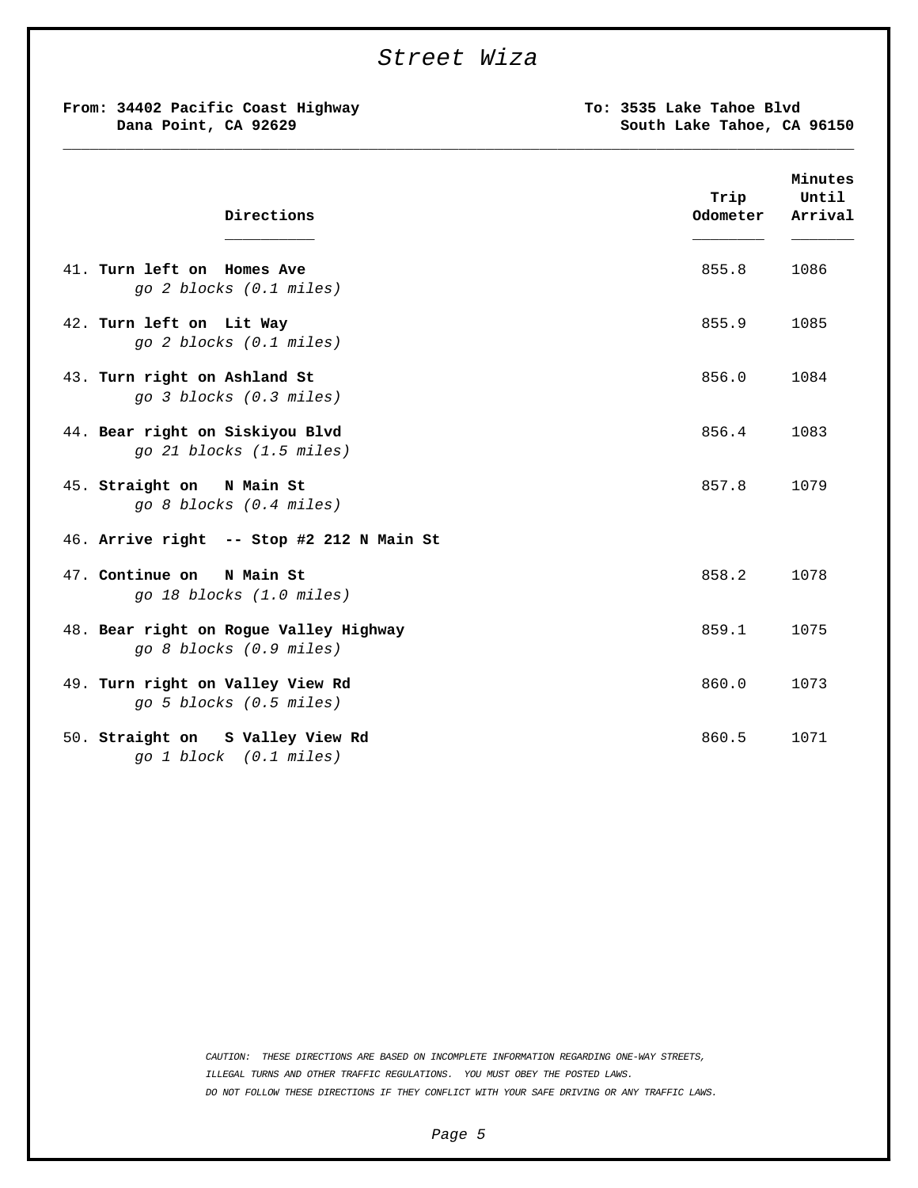# Street Wiza

**From: 34402 Pacific Coast Highway**
**Dana Point, CA 92629**

**To: 3535 Lake Tahoe Blvd**
**South Lake Tahoe, CA 96150**

| Directions | Trip Odometer | Minutes Until Arrival |
|---|---|---|
| 41. **Turn left on Homes Ave** <br> *go 2 blocks (0.1 miles)* | 855.8 | 1086 |
| 42. **Turn left on Lit Way** <br> *go 2 blocks (0.1 miles)* | 855.9 | 1085 |
| 43. **Turn right on Ashland St** <br> *go 3 blocks (0.3 miles)* | 856.0 | 1084 |
| 44. **Bear right on Siskiyou Blvd** <br> *go 21 blocks (1.5 miles)* | 856.4 | 1083 |
| 45. **Straight on N Main St** <br> *go 8 blocks (0.4 miles)* | 857.8 | 1079 |
| 46. **Arrive right -- Stop #2 212 N Main St** | | |
| 47. **Continue on N Main St** <br> *go 18 blocks (1.0 miles)* | 858.2 | 1078 |
| 48. **Bear right on Rogue Valley Highway** <br> *go 8 blocks (0.9 miles)* | 859.1 | 1075 |
| 49. **Turn right on Valley View Rd** <br> *go 5 blocks (0.5 miles)* | 860.0 | 1073 |
| 50. **Straight on S Valley View Rd** <br> *go 1 block (0.1 miles)* | 860.5 | 1071 |

*CAUTION: THESE DIRECTIONS ARE BASED ON INCOMPLETE INFORMATION REGARDING ONE-WAY STREETS, ILLEGAL TURNS AND OTHER TRAFFIC REGULATIONS. YOU MUST OBEY THE POSTED LAWS. DO NOT FOLLOW THESE DIRECTIONS IF THEY CONFLICT WITH YOUR SAFE DRIVING OR ANY TRAFFIC LAWS.*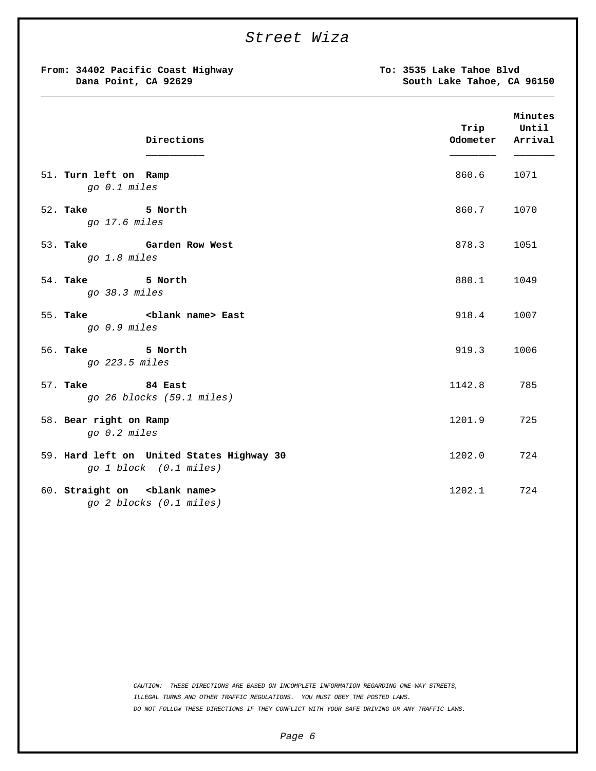# Street Wiza

**From: 34402 Pacific Coast Highway**
**Dana Point, CA 92629**

**To: 3535 Lake Tahoe Blvd**
**South Lake Tahoe, CA 96150**

---

| Directions | Trip Odometer | Minutes Until Arrival |
|---|---|---|
| 51. **Turn left on Ramp**<br>*go 0.1 miles* | 860.6 | 1071 |
| 52. **Take 5 North**<br>*go 17.6 miles* | 860.7 | 1070 |
| 53. **Take Garden Row West**<br>*go 1.8 miles* | 878.3 | 1051 |
| 54. **Take 5 North**<br>*go 38.3 miles* | 880.1 | 1049 |
| 55. **Take <blank name> East**<br>*go 0.9 miles* | 918.4 | 1007 |
| 56. **Take 5 North**<br>*go 223.5 miles* | 919.3 | 1006 |
| 57. **Take 84 East**<br>*go 26 blocks (59.1 miles)* | 1142.8 | 785 |
| 58. **Bear right on Ramp**<br>*go 0.2 miles* | 1201.9 | 725 |
| 59. **Hard left on United States Highway 30**<br>*go 1 block (0.1 miles)* | 1202.0 | 724 |
| 60. **Straight on <blank name>**<br>*go 2 blocks (0.1 miles)* | 1202.1 | 724 |

*CAUTION: THESE DIRECTIONS ARE BASED ON INCOMPLETE INFORMATION REGARDING ONE-WAY STREETS, ILLEGAL TURNS AND OTHER TRAFFIC REGULATIONS. YOU MUST OBEY THE POSTED LAWS. DO NOT FOLLOW THESE DIRECTIONS IF THEY CONFLICT WITH YOUR SAFE DRIVING OR ANY TRAFFIC LAWS.*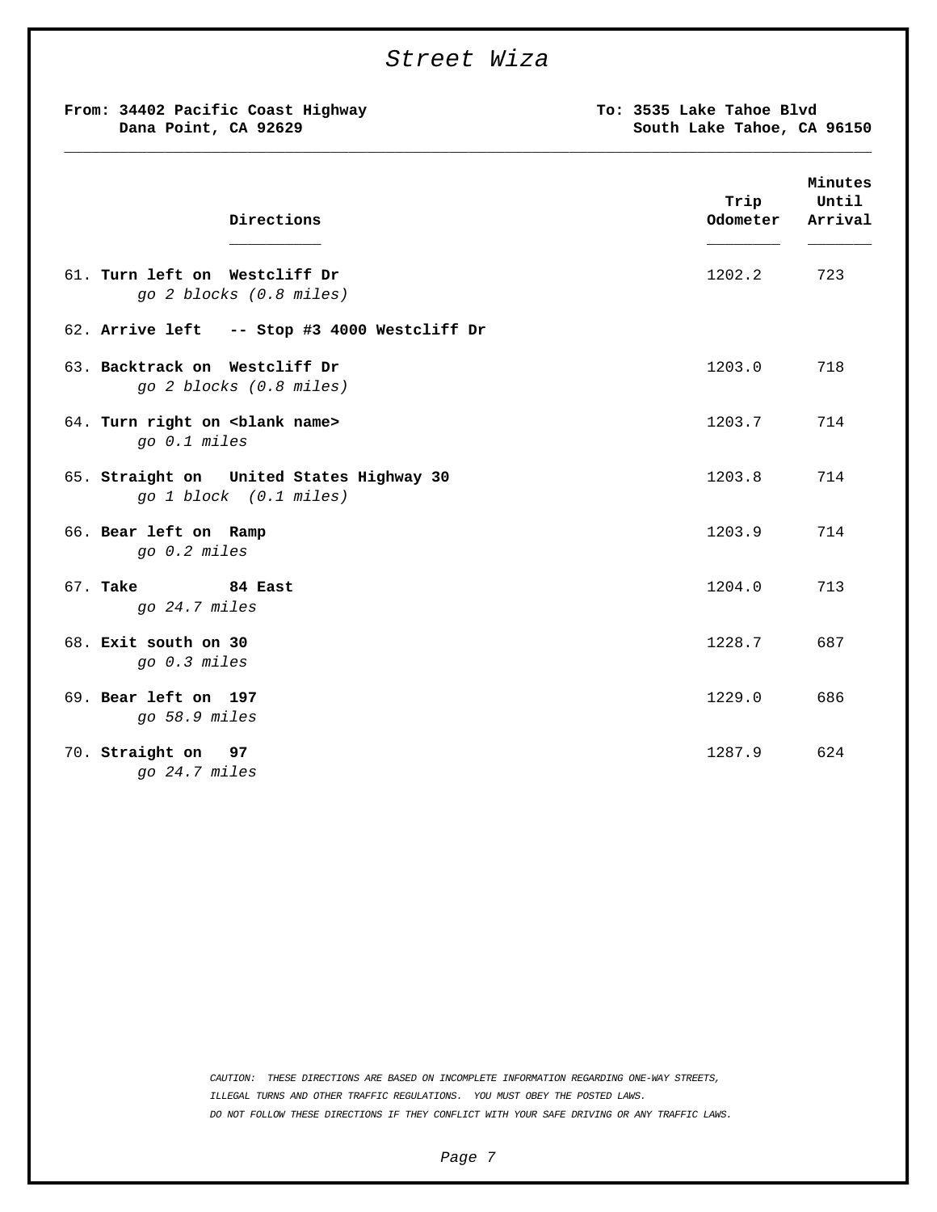# Street Wiza

**From: 34402 Pacific Coast Highway**
**Dana Point, CA 92629**

**To: 3535 Lake Tahoe Blvd**
**South Lake Tahoe, CA 96150**

| Directions | Trip Odometer | Minutes Until Arrival |
|---|---|---|
| 61. **Turn left on Westcliff Dr** *go 2 blocks (0.8 miles)* | 1202.2 | 723 |
| 62. **Arrive left -- Stop #3 4000 Westcliff Dr** | | |
| 63. **Backtrack on Westcliff Dr** *go 2 blocks (0.8 miles)* | 1203.0 | 718 |
| 64. **Turn right on <blank name>** *go 0.1 miles* | 1203.7 | 714 |
| 65. **Straight on United States Highway 30** *go 1 block (0.1 miles)* | 1203.8 | 714 |
| 66. **Bear left on Ramp** *go 0.2 miles* | 1203.9 | 714 |
| 67. **Take 84 East** *go 24.7 miles* | 1204.0 | 713 |
| 68. **Exit south on 30** *go 0.3 miles* | 1228.7 | 687 |
| 69. **Bear left on 197** *go 58.9 miles* | 1229.0 | 686 |
| 70. **Straight on 97** *go 24.7 miles* | 1287.9 | 624 |

*CAUTION: THESE DIRECTIONS ARE BASED ON INCOMPLETE INFORMATION REGARDING ONE-WAY STREETS, ILLEGAL TURNS AND OTHER TRAFFIC REGULATIONS. YOU MUST OBEY THE POSTED LAWS. DO NOT FOLLOW THESE DIRECTIONS IF THEY CONFLICT WITH YOUR SAFE DRIVING OR ANY TRAFFIC LAWS.*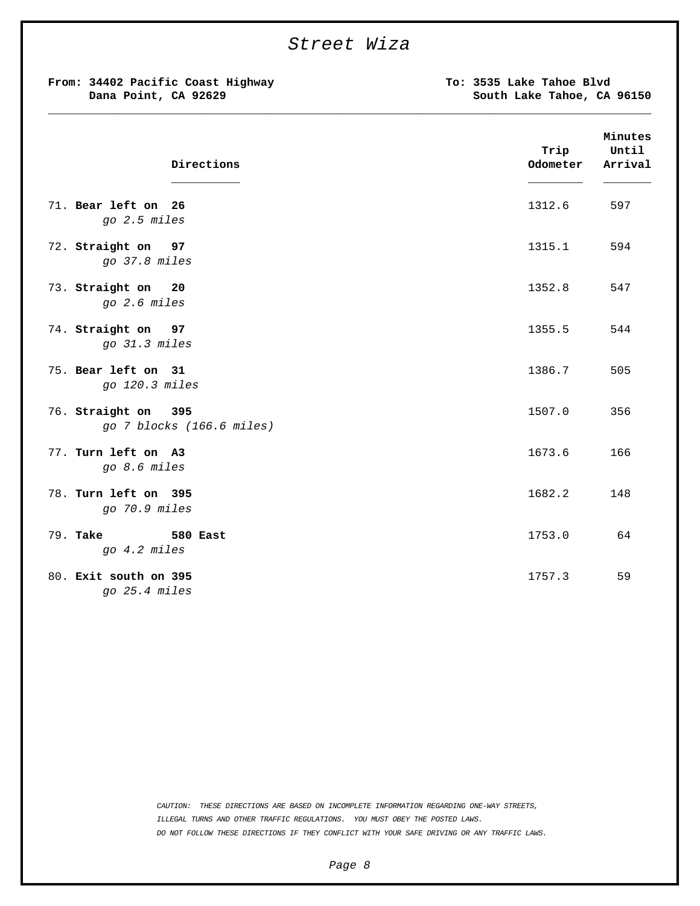# *Street Wiza*

**From: 34402 Pacific Coast Highway**
**Dana Point, CA 92629**

**To: 3535 Lake Tahoe Blvd**
**South Lake Tahoe, CA 96150**

---

| Directions | Trip Odometer | Minutes Until Arrival |
|---|---|---|
| 71. **Bear left on 26** *go 2.5 miles* | 1312.6 | 597 |
| 72. **Straight on 97** *go 37.8 miles* | 1315.1 | 594 |
| 73. **Straight on 20** *go 2.6 miles* | 1352.8 | 547 |
| 74. **Straight on 97** *go 31.3 miles* | 1355.5 | 544 |
| 75. **Bear left on 31** *go 120.3 miles* | 1386.7 | 505 |
| 76. **Straight on 395** *go 7 blocks (166.6 miles)* | 1507.0 | 356 |
| 77. **Turn left on A3** *go 8.6 miles* | 1673.6 | 166 |
| 78. **Turn left on 395** *go 70.9 miles* | 1682.2 | 148 |
| 79. **Take 580 East** *go 4.2 miles* | 1753.0 | 64 |
| 80. **Exit south on 395** *go 25.4 miles* | 1757.3 | 59 |

*CAUTION: THESE DIRECTIONS ARE BASED ON INCOMPLETE INFORMATION REGARDING ONE-WAY STREETS, ILLEGAL TURNS AND OTHER TRAFFIC REGULATIONS. YOU MUST OBEY THE POSTED LAWS. DO NOT FOLLOW THESE DIRECTIONS IF THEY CONFLICT WITH YOUR SAFE DRIVING OR ANY TRAFFIC LAWS.*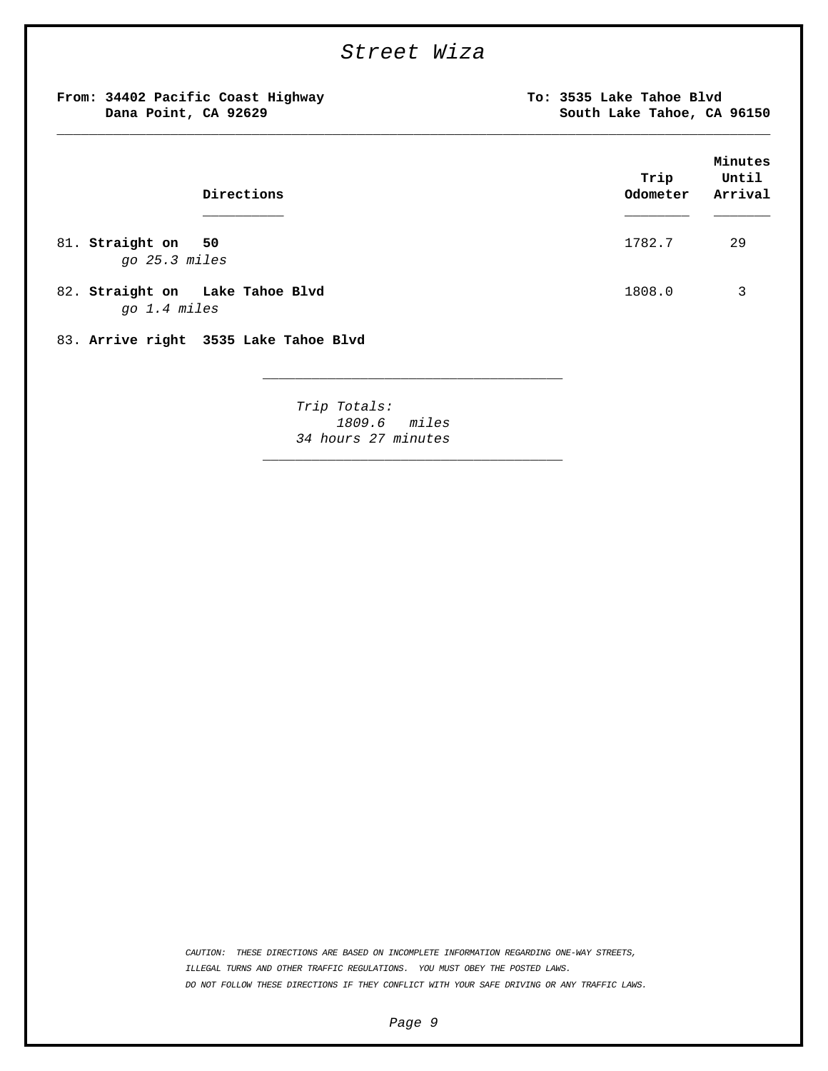# *Street Wiza*

**From: 34402 Pacific Coast Highway**
**Dana Point, CA 92629**

**To: 3535 Lake Tahoe Blvd**
**South Lake Tahoe, CA 96150**

| | Directions | Trip Odometer | Minutes Until Arrival |
|---|---|---|---|
| 81. | **Straight on 50** *go 25.3 miles* | 1782.7 | 29 |
| 82. | **Straight on Lake Tahoe Blvd** *go 1.4 miles* | 1808.0 | 3 |
| 83. | **Arrive right 3535 Lake Tahoe Blvd** | | |

*Trip Totals:*
*1809.6 miles*
*34 hours 27 minutes*

*CAUTION: THESE DIRECTIONS ARE BASED ON INCOMPLETE INFORMATION REGARDING ONE-WAY STREETS, ILLEGAL TURNS AND OTHER TRAFFIC REGULATIONS. YOU MUST OBEY THE POSTED LAWS. DO NOT FOLLOW THESE DIRECTIONS IF THEY CONFLICT WITH YOUR SAFE DRIVING OR ANY TRAFFIC LAWS.*